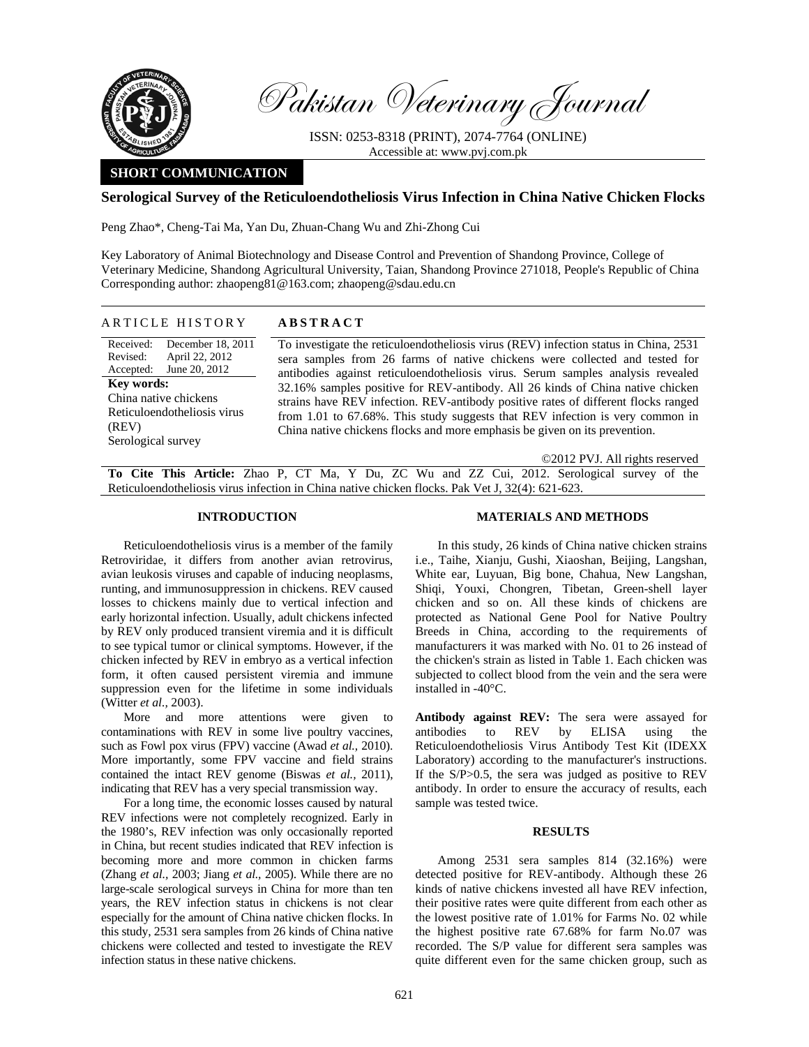Pakistan Veterinary Journal

ISSN: 0253-8318 (PRINT), 2074-7764 (ONLINE)
Accessible at: www.pvj.com.pk

**SHORT COMMUNICATION**

# Serological Survey of the Reticuloendotheliosis Virus Infection in China Native Chicken Flocks

Peng Zhao*, Cheng-Tai Ma, Yan Du, Zhuan-Chang Wu and Zhi-Zhong Cui

Key Laboratory of Animal Biotechnology and Disease Control and Prevention of Shandong Province, College of Veterinary Medicine, Shandong Agricultural University, Taian, Shandong Province 271018, People's Republic of China
Corresponding author: zhaopeng81@163.com; zhaopeng@sdau.edu.cn

## ARTICLE HISTORY

Received: December 18, 2011
Revised: April 22, 2012
Accepted: June 20, 2012

**Key words:**
China native chickens
Reticuloendotheliosis virus (REV)
Serological survey

## ABSTRACT

To investigate the reticuloendotheliosis virus (REV) infection status in China, 2531 sera samples from 26 farms of native chickens were collected and tested for antibodies against reticuloendotheliosis virus. Serum samples analysis revealed 32.16% samples positive for REV-antibody. All 26 kinds of China native chicken strains have REV infection. REV-antibody positive rates of different flocks ranged from 1.01 to 67.68%. This study suggests that REV infection is very common in China native chickens flocks and more emphasis be given on its prevention.

©2012 PVJ. All rights reserved

**To Cite This Article:** Zhao P, CT Ma, Y Du, ZC Wu and ZZ Cui, 2012. Serological survey of the Reticuloendotheliosis virus infection in China native chicken flocks. Pak Vet J, 32(4): 621-623.

## INTRODUCTION

Reticuloendotheliosis virus is a member of the family Retroviridae, it differs from another avian retrovirus, avian leukosis viruses and capable of inducing neoplasms, runting, and immunosuppression in chickens. REV caused losses to chickens mainly due to vertical infection and early horizontal infection. Usually, adult chickens infected by REV only produced transient viremia and it is difficult to see typical tumor or clinical symptoms. However, if the chicken infected by REV in embryo as a vertical infection form, it often caused persistent viremia and immune suppression even for the lifetime in some individuals (Witter *et al.,* 2003).

More and more attentions were given to contaminations with REV in some live poultry vaccines, such as Fowl pox virus (FPV) vaccine (Awad *et al.,* 2010). More importantly, some FPV vaccine and field strains contained the intact REV genome (Biswas *et al.,* 2011), indicating that REV has a very special transmission way.

For a long time, the economic losses caused by natural REV infections were not completely recognized. Early in the 1980's, REV infection was only occasionally reported in China, but recent studies indicated that REV infection is becoming more and more common in chicken farms (Zhang *et al.,* 2003; Jiang *et al.,* 2005). While there are no large-scale serological surveys in China for more than ten years, the REV infection status in chickens is not clear especially for the amount of China native chicken flocks. In this study, 2531 sera samples from 26 kinds of China native chickens were collected and tested to investigate the REV infection status in these native chickens.

## MATERIALS AND METHODS

In this study, 26 kinds of China native chicken strains i.e., Taihe, Xianju, Gushi, Xiaoshan, Beijing, Langshan, White ear, Luyuan, Big bone, Chahua, New Langshan, Shiqi, Youxi, Chongren, Tibetan, Green-shell layer chicken and so on. All these kinds of chickens are protected as National Gene Pool for Native Poultry Breeds in China, according to the requirements of manufacturers it was marked with No. 01 to 26 instead of the chicken's strain as listed in Table 1. Each chicken was subjected to collect blood from the vein and the sera were installed in -40°C.

**Antibody against REV:** The sera were assayed for antibodies to REV by ELISA using the Reticuloendotheliosis Virus Antibody Test Kit (IDEXX Laboratory) according to the manufacturer's instructions. If the S/P>0.5, the sera was judged as positive to REV antibody. In order to ensure the accuracy of results, each sample was tested twice.

## RESULTS

Among 2531 sera samples 814 (32.16%) were detected positive for REV-antibody. Although these 26 kinds of native chickens invested all have REV infection, their positive rates were quite different from each other as the lowest positive rate of 1.01% for Farms No. 02 while the highest positive rate 67.68% for farm No.07 was recorded. The S/P value for different sera samples was quite different even for the same chicken group, such as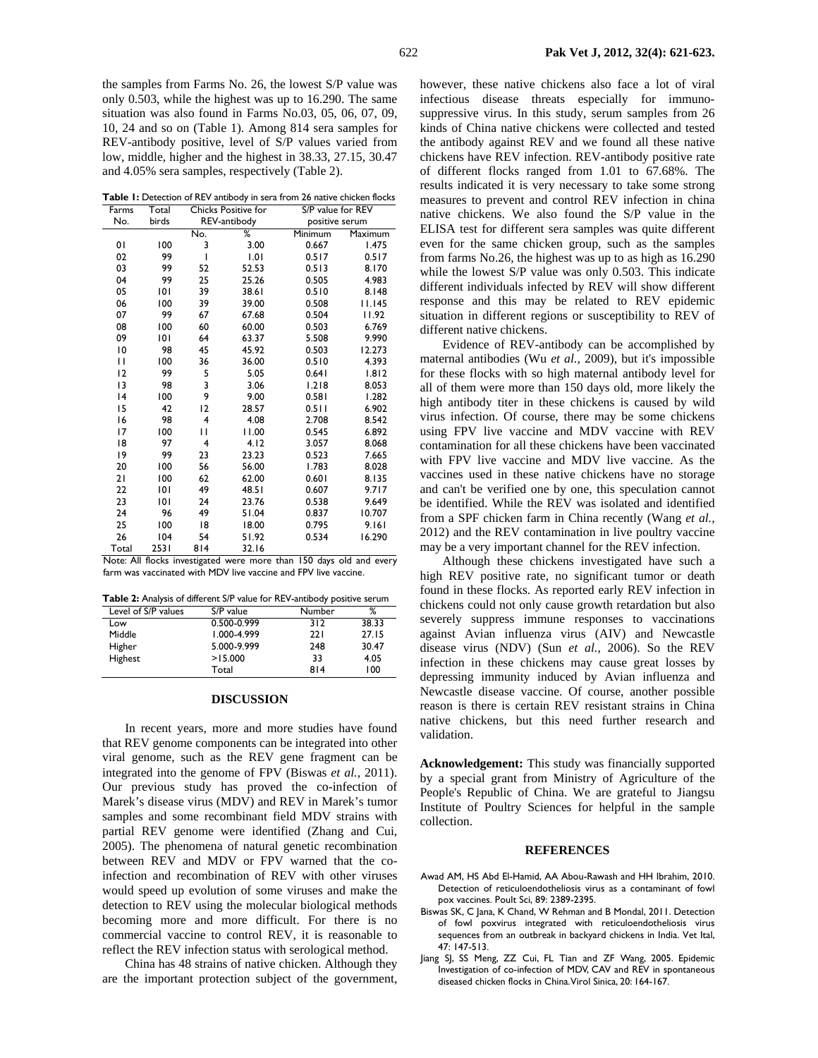the samples from Farms No. 26, the lowest S/P value was only 0.503, while the highest was up to 16.290. The same situation was also found in Farms No.03, 05, 06, 07, 09, 10, 24 and so on (Table 1). Among 814 sera samples for REV-antibody positive, level of S/P values varied from low, middle, higher and the highest in 38.33, 27.15, 30.47 and 4.05% sera samples, respectively (Table 2).

**Table 1:** Detection of REV antibody in sera from 26 native chicken flocks

| Farms No. | Total birds | Chicks Positive for REV-antibody | | S/P value for REV positive serum | |
|---|---|---|---|---|---|
| | | No. | % | Minimum | Maximum |
| 01 | 100 | 3 | 3.00 | 0.667 | 1.475 |
| 02 | 99 | 1 | 1.01 | 0.517 | 0.517 |
| 03 | 99 | 52 | 52.53 | 0.513 | 8.170 |
| 04 | 99 | 25 | 25.26 | 0.505 | 4.983 |
| 05 | 101 | 39 | 38.61 | 0.510 | 8.148 |
| 06 | 100 | 39 | 39.00 | 0.508 | 11.145 |
| 07 | 99 | 67 | 67.68 | 0.504 | 11.92 |
| 08 | 100 | 60 | 60.00 | 0.503 | 6.769 |
| 09 | 101 | 64 | 63.37 | 5.508 | 9.990 |
| 10 | 98 | 45 | 45.92 | 0.503 | 12.273 |
| 11 | 100 | 36 | 36.00 | 0.510 | 4.393 |
| 12 | 99 | 5 | 5.05 | 0.641 | 1.812 |
| 13 | 98 | 3 | 3.06 | 1.218 | 8.053 |
| 14 | 100 | 9 | 9.00 | 0.581 | 1.282 |
| 15 | 42 | 12 | 28.57 | 0.511 | 6.902 |
| 16 | 98 | 4 | 4.08 | 2.708 | 8.542 |
| 17 | 100 | 11 | 11.00 | 0.545 | 6.892 |
| 18 | 97 | 4 | 4.12 | 3.057 | 8.068 |
| 19 | 99 | 23 | 23.23 | 0.523 | 7.665 |
| 20 | 100 | 56 | 56.00 | 1.783 | 8.028 |
| 21 | 100 | 62 | 62.00 | 0.601 | 8.135 |
| 22 | 101 | 49 | 48.51 | 0.607 | 9.717 |
| 23 | 101 | 24 | 23.76 | 0.538 | 9.649 |
| 24 | 96 | 49 | 51.04 | 0.837 | 10.707 |
| 25 | 100 | 18 | 18.00 | 0.795 | 9.161 |
| 26 | 104 | 54 | 51.92 | 0.534 | 16.290 |
| Total | 2531 | 814 | 32.16 | | |

Note: All flocks investigated were more than 150 days old and every farm was vaccinated with MDV live vaccine and FPV live vaccine.

**Table 2:** Analysis of different S/P value for REV-antibody positive serum

| Level of S/P values | S/P value | Number | % |
|---|---|---|---|
| Low | 0.500-0.999 | 312 | 38.33 |
| Middle | 1.000-4.999 | 221 | 27.15 |
| Higher | 5.000-9.999 | 248 | 30.47 |
| Highest | >15.000 | 33 | 4.05 |
| | Total | 814 | 100 |

## DISCUSSION

In recent years, more and more studies have found that REV genome components can be integrated into other viral genome, such as the REV gene fragment can be integrated into the genome of FPV (Biswas *et al.,* 2011). Our previous study has proved the co-infection of Marek's disease virus (MDV) and REV in Marek's tumor samples and some recombinant field MDV strains with partial REV genome were identified (Zhang and Cui, 2005). The phenomena of natural genetic recombination between REV and MDV or FPV warned that the co-infection and recombination of REV with other viruses would speed up evolution of some viruses and make the detection to REV using the molecular biological methods becoming more and more difficult. For there is no commercial vaccine to control REV, it is reasonable to reflect the REV infection status with serological method.

China has 48 strains of native chicken. Although they are the important protection subject of the government, however, these native chickens also face a lot of viral infectious disease threats especially for immuno-suppressive virus. In this study, serum samples from 26 kinds of China native chickens were collected and tested the antibody against REV and we found all these native chickens have REV infection. REV-antibody positive rate of different flocks ranged from 1.01 to 67.68%. The results indicated it is very necessary to take some strong measures to prevent and control REV infection in china native chickens. We also found the S/P value in the ELISA test for different sera samples was quite different even for the same chicken group, such as the samples from farms No.26, the highest was up to as high as 16.290 while the lowest S/P value was only 0.503. This indicate different individuals infected by REV will show different response and this may be related to REV epidemic situation in different regions or susceptibility to REV of different native chickens.

Evidence of REV-antibody can be accomplished by maternal antibodies (Wu *et al.,* 2009), but it's impossible for these flocks with so high maternal antibody level for all of them were more than 150 days old, more likely the high antibody titer in these chickens is caused by wild virus infection. Of course, there may be some chickens using FPV live vaccine and MDV vaccine with REV contamination for all these chickens have been vaccinated with FPV live vaccine and MDV live vaccine. As the vaccines used in these native chickens have no storage and can't be verified one by one, this speculation cannot be identified. While the REV was isolated and identified from a SPF chicken farm in China recently (Wang *et al.,* 2012) and the REV contamination in live poultry vaccine may be a very important channel for the REV infection.

Although these chickens investigated have such a high REV positive rate, no significant tumor or death found in these flocks. As reported early REV infection in chickens could not only cause growth retardation but also severely suppress immune responses to vaccinations against Avian influenza virus (AIV) and Newcastle disease virus (NDV) (Sun *et al.,* 2006). So the REV infection in these chickens may cause great losses by depressing immunity induced by Avian influenza and Newcastle disease vaccine. Of course, another possible reason is there is certain REV resistant strains in China native chickens, but this need further research and validation.

**Acknowledgement:** This study was financially supported by a special grant from Ministry of Agriculture of the People's Republic of China. We are grateful to Jiangsu Institute of Poultry Sciences for helpful in the sample collection.

## REFERENCES

Awad AM, HS Abd El-Hamid, AA Abou-Rawash and HH Ibrahim, 2010. Detection of reticuloendotheliosis virus as a contaminant of fowl pox vaccines. Poult Sci, 89: 2389-2395.

Biswas SK, C Jana, K Chand, W Rehman and B Mondal, 2011. Detection of fowl poxvirus integrated with reticuloendotheliosis virus sequences from an outbreak in backyard chickens in India. Vet Ital, 47: 147-513.

Jiang SJ, SS Meng, ZZ Cui, FL Tian and ZF Wang, 2005. Epidemic Investigation of co-infection of MDV, CAV and REV in spontaneous diseased chicken flocks in China. Virol Sinica, 20: 164-167.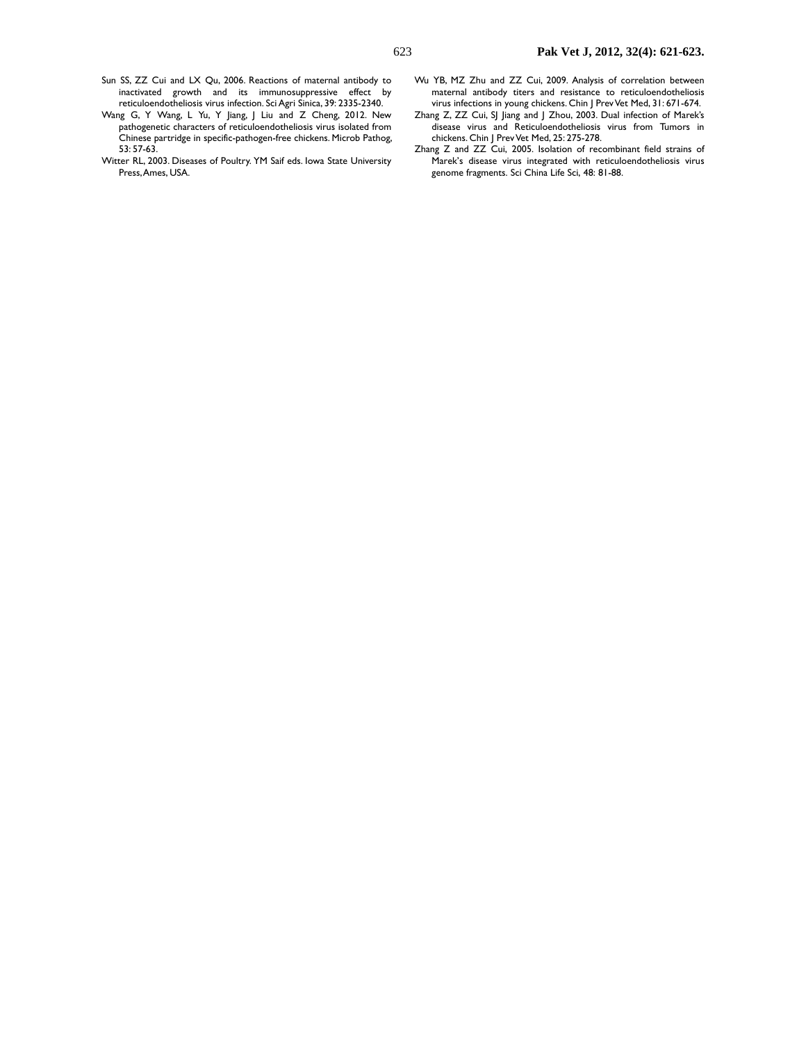Sun SS, ZZ Cui and LX Qu, 2006. Reactions of maternal antibody to inactivated growth and its immunosuppressive effect by reticuloendotheliosis virus infection. Sci Agri Sinica, 39: 2335-2340.

Wang G, Y Wang, L Yu, Y Jiang, J Liu and Z Cheng, 2012. New pathogenetic characters of reticuloendotheliosis virus isolated from Chinese partridge in specific-pathogen-free chickens. Microb Pathog, 53: 57-63.

Witter RL, 2003. Diseases of Poultry. YM Saif eds. Iowa State University Press, Ames, USA.

Wu YB, MZ Zhu and ZZ Cui, 2009. Analysis of correlation between maternal antibody titers and resistance to reticuloendotheliosis virus infections in young chickens. Chin J Prev Vet Med, 31: 671-674.

Zhang Z, ZZ Cui, SJ Jiang and J Zhou, 2003. Dual infection of Marek's disease virus and Reticuloendotheliosis virus from Tumors in chickens. Chin J Prev Vet Med, 25: 275-278.

Zhang Z and ZZ Cui, 2005. Isolation of recombinant field strains of Marek's disease virus integrated with reticuloendotheliosis virus genome fragments. Sci China Life Sci, 48: 81-88.